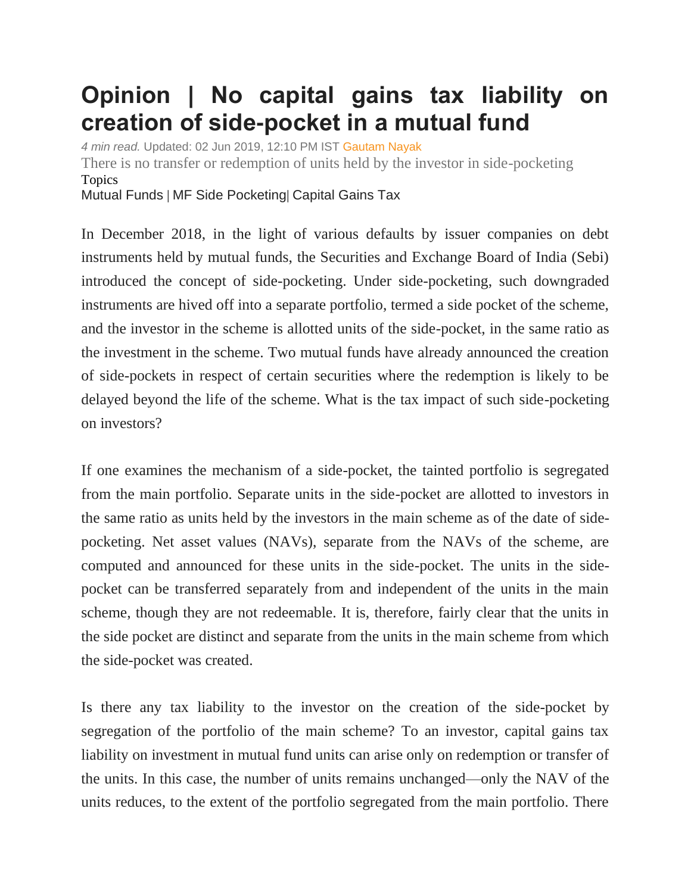# Opinion | No capital gains tax liability on creation of side-pocket in a mutual fund

*4 min read.* Updated: 02 Jun 2019, 12:10 PM IST Gautam Nayak

There is no transfer or redemption of units held by the investor in side-pocketing

Topics

Mutual Funds | MF Side Pocketing| Capital Gains Tax

In December 2018, in the light of various defaults by issuer companies on debt instruments held by mutual funds, the Securities and Exchange Board of India (Sebi) introduced the concept of side-pocketing. Under side-pocketing, such downgraded instruments are hived off into a separate portfolio, termed a side pocket of the scheme, and the investor in the scheme is allotted units of the side-pocket, in the same ratio as the investment in the scheme. Two mutual funds have already announced the creation of side-pockets in respect of certain securities where the redemption is likely to be delayed beyond the life of the scheme. What is the tax impact of such side-pocketing on investors?

If one examines the mechanism of a side-pocket, the tainted portfolio is segregated from the main portfolio. Separate units in the side-pocket are allotted to investors in the same ratio as units held by the investors in the main scheme as of the date of side-pocketing. Net asset values (NAVs), separate from the NAVs of the scheme, are computed and announced for these units in the side-pocket. The units in the side-pocket can be transferred separately from and independent of the units in the main scheme, though they are not redeemable. It is, therefore, fairly clear that the units in the side pocket are distinct and separate from the units in the main scheme from which the side-pocket was created.

Is there any tax liability to the investor on the creation of the side-pocket by segregation of the portfolio of the main scheme? To an investor, capital gains tax liability on investment in mutual fund units can arise only on redemption or transfer of the units. In this case, the number of units remains unchanged—only the NAV of the units reduces, to the extent of the portfolio segregated from the main portfolio. There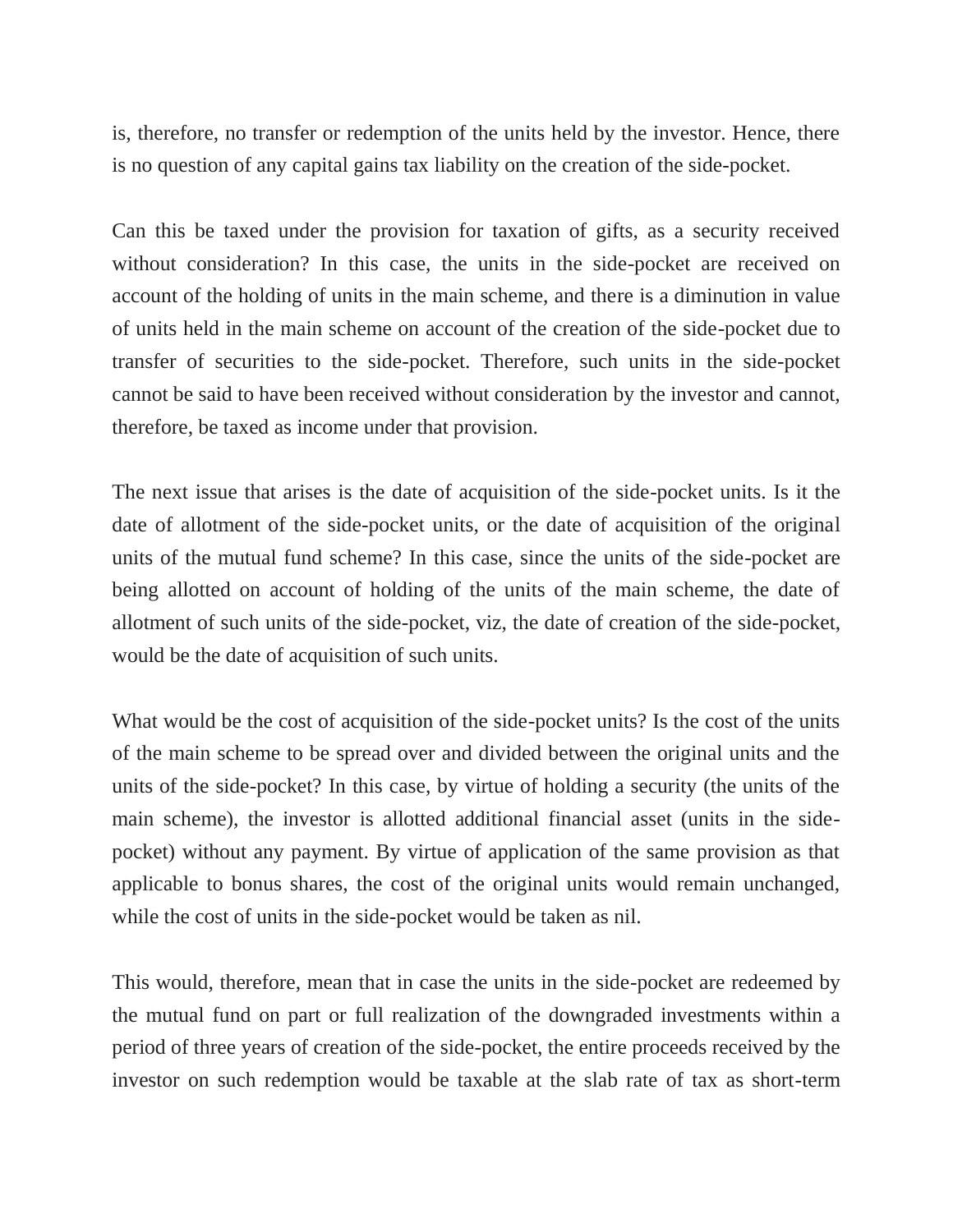is, therefore, no transfer or redemption of the units held by the investor. Hence, there is no question of any capital gains tax liability on the creation of the side-pocket.

Can this be taxed under the provision for taxation of gifts, as a security received without consideration? In this case, the units in the side-pocket are received on account of the holding of units in the main scheme, and there is a diminution in value of units held in the main scheme on account of the creation of the side-pocket due to transfer of securities to the side-pocket. Therefore, such units in the side-pocket cannot be said to have been received without consideration by the investor and cannot, therefore, be taxed as income under that provision.

The next issue that arises is the date of acquisition of the side-pocket units. Is it the date of allotment of the side-pocket units, or the date of acquisition of the original units of the mutual fund scheme? In this case, since the units of the side-pocket are being allotted on account of holding of the units of the main scheme, the date of allotment of such units of the side-pocket, viz, the date of creation of the side-pocket, would be the date of acquisition of such units.

What would be the cost of acquisition of the side-pocket units? Is the cost of the units of the main scheme to be spread over and divided between the original units and the units of the side-pocket? In this case, by virtue of holding a security (the units of the main scheme), the investor is allotted additional financial asset (units in the side-pocket) without any payment. By virtue of application of the same provision as that applicable to bonus shares, the cost of the original units would remain unchanged, while the cost of units in the side-pocket would be taken as nil.

This would, therefore, mean that in case the units in the side-pocket are redeemed by the mutual fund on part or full realization of the downgraded investments within a period of three years of creation of the side-pocket, the entire proceeds received by the investor on such redemption would be taxable at the slab rate of tax as short-term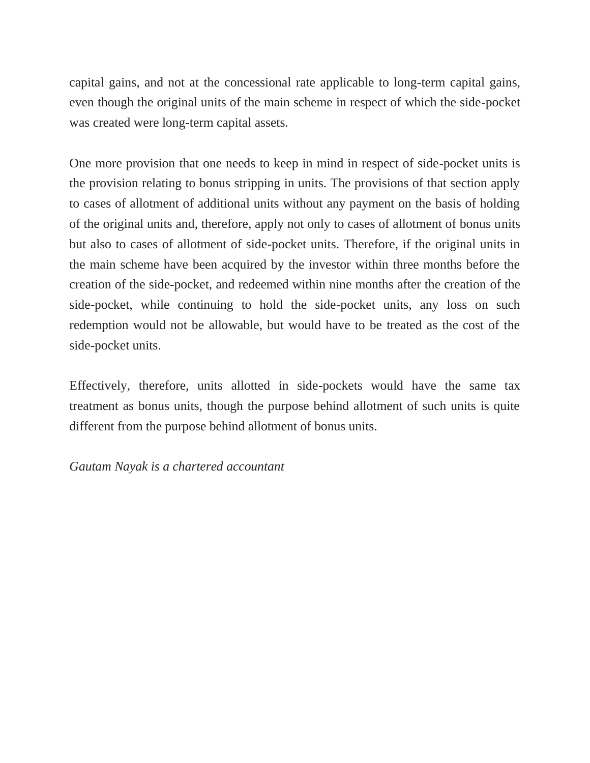capital gains, and not at the concessional rate applicable to long-term capital gains, even though the original units of the main scheme in respect of which the side-pocket was created were long-term capital assets.

One more provision that one needs to keep in mind in respect of side-pocket units is the provision relating to bonus stripping in units. The provisions of that section apply to cases of allotment of additional units without any payment on the basis of holding of the original units and, therefore, apply not only to cases of allotment of bonus units but also to cases of allotment of side-pocket units. Therefore, if the original units in the main scheme have been acquired by the investor within three months before the creation of the side-pocket, and redeemed within nine months after the creation of the side-pocket, while continuing to hold the side-pocket units, any loss on such redemption would not be allowable, but would have to be treated as the cost of the side-pocket units.

Effectively, therefore, units allotted in side-pockets would have the same tax treatment as bonus units, though the purpose behind allotment of such units is quite different from the purpose behind allotment of bonus units.

*Gautam Nayak is a chartered accountant*